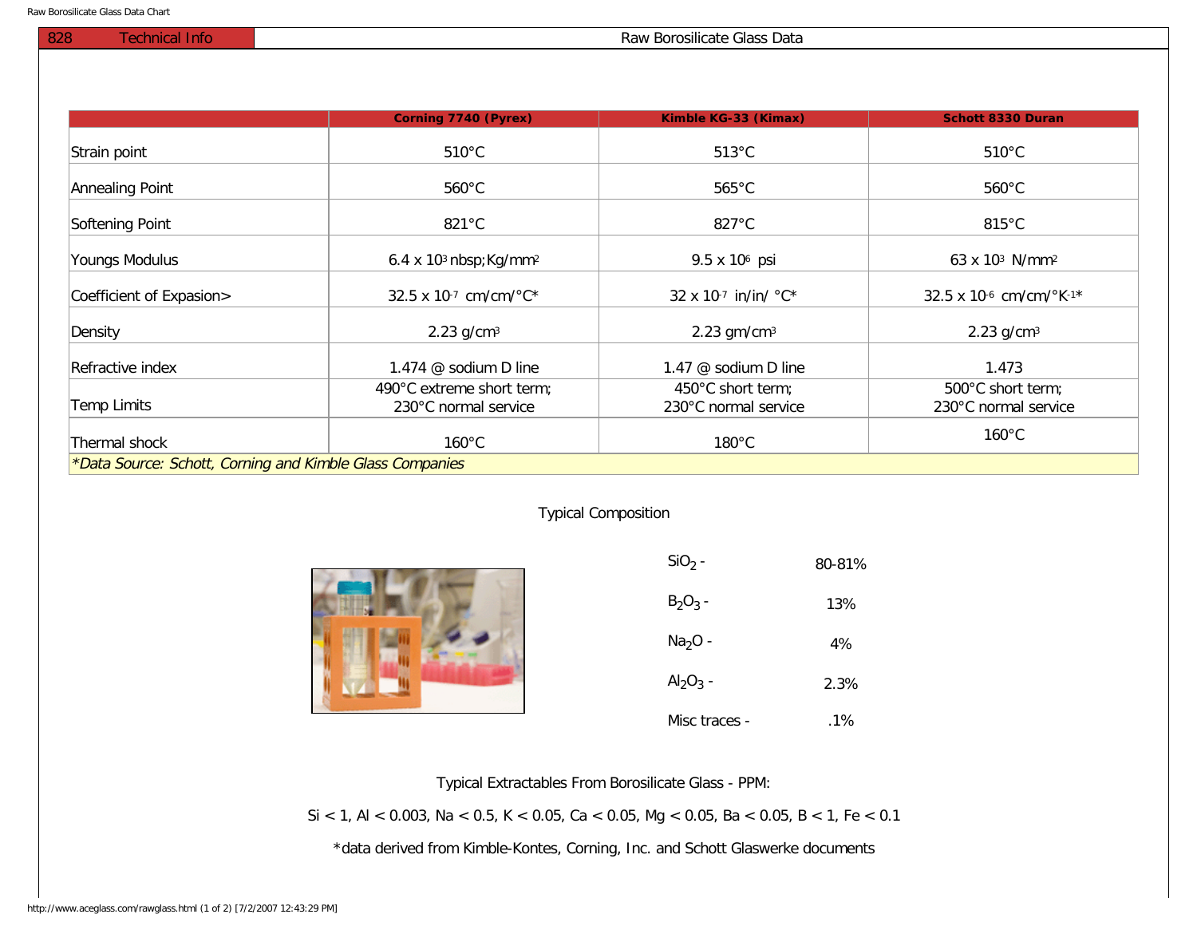# Raw Borosilicate Glass Data

| | Corning 7740 (Pyrex) | Kimble KG-33 (Kimax) | Schott 8330 Duran |
|---|---|---|---|
| Strain point | 510°C | 513°C | 510°C |
| Annealing Point | 560°C | 565°C | 560°C |
| Softening Point | 821°C | 827°C | 815°C |
| Youngs Modulus | $6.4 \times 10^3$ nbsp;Kg/mm$^2$ | $9.5 \times 10^6$ psi | $63 \times 10^3$ N/mm$^2$ |
| Coefficient of Expasion> | $32.5 \times 10^{-7}$ cm/cm/°C* | $32 \times 10^{-7}$ in/in/ °C* | $32.5 \times 10^{-6}$ cm/cm/°K$^{-1}$* |
| Density | 2.23 g/cm$^3$ | 2.23 gm/cm$^3$ | 2.23 g/cm$^3$ |
| Refractive index | 1.474 @ sodium D line | 1.47 @ sodium D line | 1.473 |
| Temp Limits | 490°C extreme short term; 230°C normal service | 450°C short term; 230°C normal service | 500°C short term; 230°C normal service |
| Thermal shock | 160°C | 180°C | 160°C |

*Data Source: Schott, Corning and Kimble Glass Companies*

## Typical Composition

| | |
|---|---|
| $SiO_2$ - | 80-81% |
| $B_2O_3$ - | 13% |
| $Na_2O$ - | 4% |
| $Al_2O_3$ - | 2.3% |
| Misc traces - | .1% |

Typical Extractables From Borosilicate Glass - PPM:

Si < 1, Al < 0.003, Na < 0.5, K < 0.05, Ca < 0.05, Mg < 0.05, Ba < 0.05, B < 1, Fe < 0.1

*data derived from Kimble-Kontes, Corning, Inc. and Schott Glaswerke documents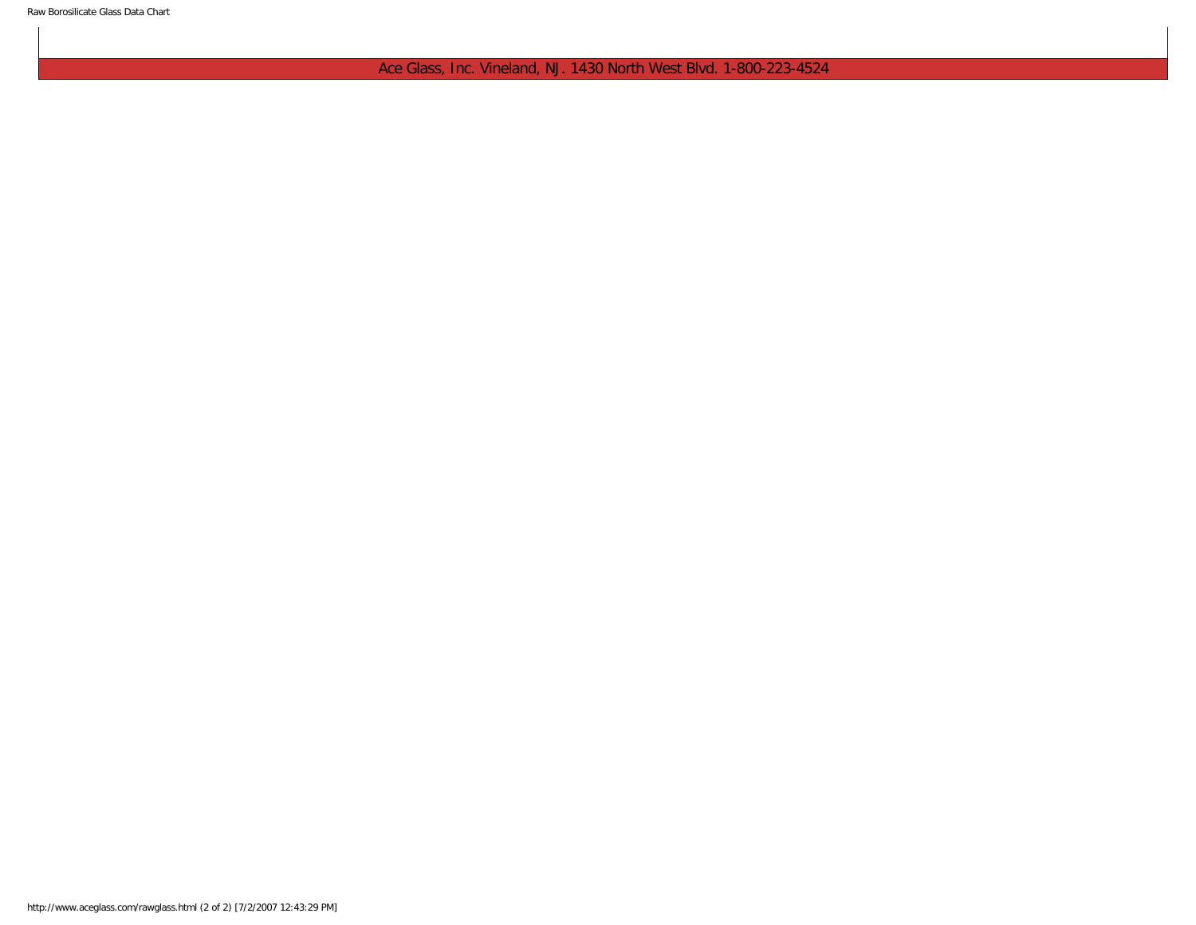Ace Glass, Inc. Vineland, NJ. 1430 North West Blvd. 1-800-223-4524